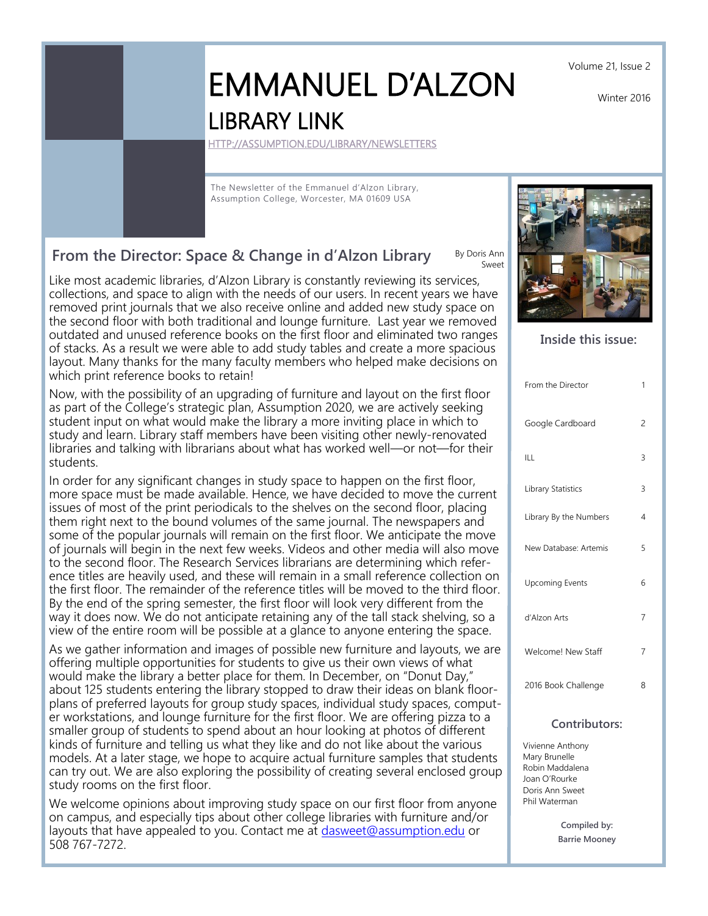# EMMANUEL D'ALZON

## LIBRARY LINK

HTTP://ASSUMPTION.EDU/LIBRARY/NEWSLETTERS

Volume 21, Issue 2

Winter 2016

The Newsletter of the Emmanuel d'Alzon Library, Assumption College, Worcester, MA 01609 USA

## From the Director: Space & Change in d'Alzon Library

By Doris Ann Sweet

Like most academic libraries, d'Alzon Library is constantly reviewing its services, collections, and space to align with the needs of our users. In recent years we have removed print journals that we also receive online and added new study space on the second floor with both traditional and lounge furniture. Last year we removed outdated and unused reference books on the first floor and eliminated two ranges of stacks. As a result we were able to add study tables and create a more spacious layout. Many thanks for the many faculty members who helped make decisions on which print reference books to retain!

Now, with the possibility of an upgrading of furniture and layout on the first floor as part of the College's strategic plan, Assumption 2020, we are actively seeking student input on what would make the library a more inviting place in which to study and learn. Library staff members have been visiting other newly-renovated libraries and talking with librarians about what has worked well—or not—for their students.

In order for any significant changes in study space to happen on the first floor, more space must be made available. Hence, we have decided to move the current issues of most of the print periodicals to the shelves on the second floor, placing them right next to the bound volumes of the same journal. The newspapers and some of the popular journals will remain on the first floor. We anticipate the move of journals will begin in the next few weeks. Videos and other media will also move to the second floor. The Research Services librarians are determining which reference titles are heavily used, and these will remain in a small reference collection on the first floor. The remainder of the reference titles will be moved to the third floor. By the end of the spring semester, the first floor will look very different from the way it does now. We do not anticipate retaining any of the tall stack shelving, so a view of the entire room will be possible at a glance to anyone entering the space.

As we gather information and images of possible new furniture and layouts, we are offering multiple opportunities for students to give us their own views of what would make the library a better place for them. In December, on "Donut Day," about 125 students entering the library stopped to draw their ideas on blank floorplans of preferred layouts for group study spaces, individual study spaces, computer workstations, and lounge furniture for the first floor. We are offering pizza to a smaller group of students to spend about an hour looking at photos of different kinds of furniture and telling us what they like and do not like about the various models. At a later stage, we hope to acquire actual furniture samples that students can try out. We are also exploring the possibility of creating several enclosed group study rooms on the first floor.

We welcome opinions about improving study space on our first floor from anyone on campus, and especially tips about other college libraries with furniture and/or layouts that have appealed to you. Contact me at dasweet@assumption.edu or 508 767-7272.

### Inside this issue:

| | |
|---|---|
| From the Director | 1 |
| Google Cardboard | 2 |
| ILL | 3 |
| Library Statistics | 3 |
| Library By the Numbers | 4 |
| New Database: Artemis | 5 |
| Upcoming Events | 6 |
| d'Alzon Arts | 7 |
| Welcome! New Staff | 7 |
| 2016 Book Challenge | 8 |

### Contributors:

Vivienne Anthony
Mary Brunelle
Robin Maddalena
Joan O'Rourke
Doris Ann Sweet
Phil Waterman

**Compiled by:**
**Barrie Mooney**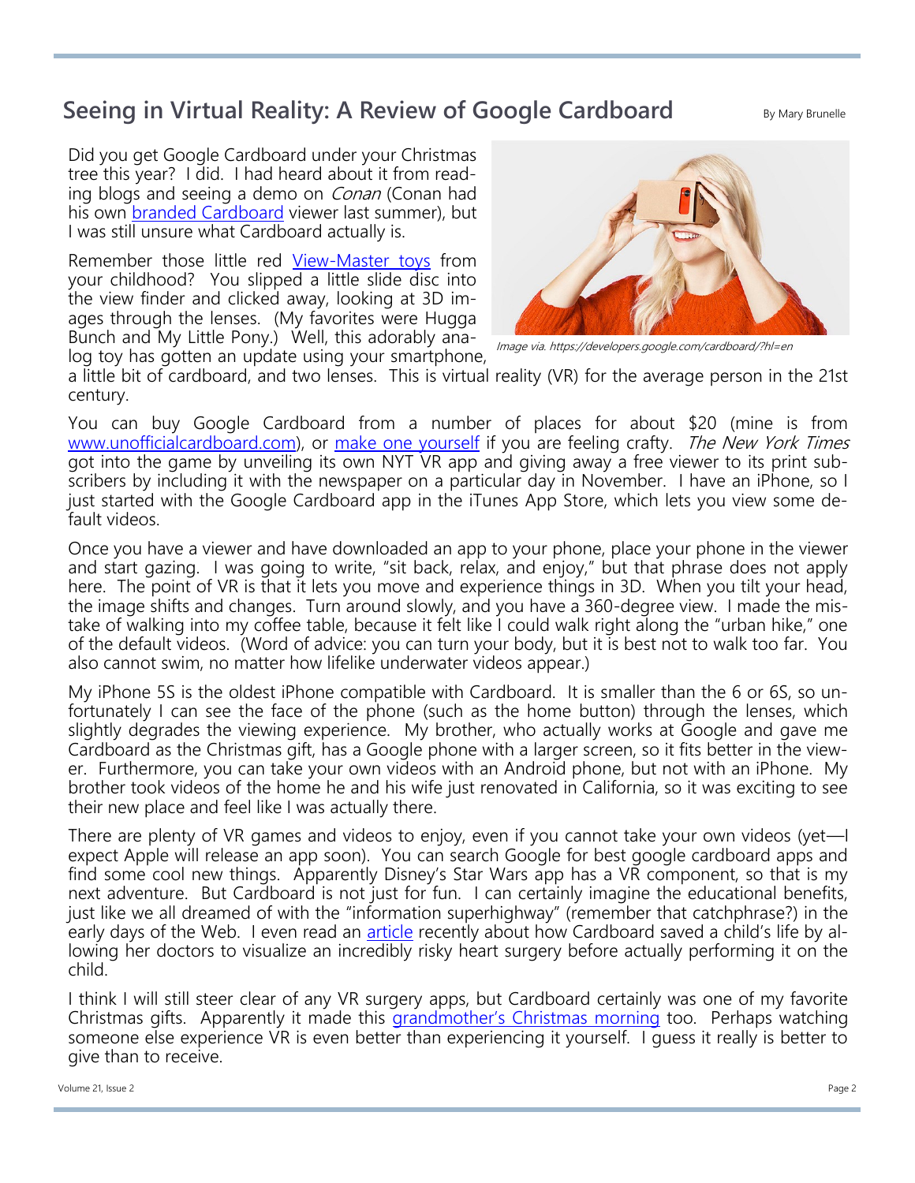## Seeing in Virtual Reality: A Review of Google Cardboard

By Mary Brunelle

Did you get Google Cardboard under your Christmas tree this year? I did. I had heard about it from reading blogs and seeing a demo on *Conan* (Conan had his own branded Cardboard viewer last summer), but I was still unsure what Cardboard actually is.

Remember those little red View-Master toys from your childhood? You slipped a little slide disc into the view finder and clicked away, looking at 3D images through the lenses. (My favorites were Hugga Bunch and My Little Pony.) Well, this adorably analog toy has gotten an update using your smartphone, a little bit of cardboard, and two lenses. This is virtual reality (VR) for the average person in the 21st century.

*Image via. https://developers.google.com/cardboard/?hl=en*

You can buy Google Cardboard from a number of places for about $20 (mine is from www.unofficialcardboard.com), or make one yourself if you are feeling crafty. *The New York Times* got into the game by unveiling its own NYT VR app and giving away a free viewer to its print subscribers by including it with the newspaper on a particular day in November. I have an iPhone, so I just started with the Google Cardboard app in the iTunes App Store, which lets you view some default videos.

Once you have a viewer and have downloaded an app to your phone, place your phone in the viewer and start gazing. I was going to write, "sit back, relax, and enjoy," but that phrase does not apply here. The point of VR is that it lets you move and experience things in 3D. When you tilt your head, the image shifts and changes. Turn around slowly, and you have a 360-degree view. I made the mistake of walking into my coffee table, because it felt like I could walk right along the "urban hike," one of the default videos. (Word of advice: you can turn your body, but it is best not to walk too far. You also cannot swim, no matter how lifelike underwater videos appear.)

My iPhone 5S is the oldest iPhone compatible with Cardboard. It is smaller than the 6 or 6S, so unfortunately I can see the face of the phone (such as the home button) through the lenses, which slightly degrades the viewing experience. My brother, who actually works at Google and gave me Cardboard as the Christmas gift, has a Google phone with a larger screen, so it fits better in the viewer. Furthermore, you can take your own videos with an Android phone, but not with an iPhone. My brother took videos of the home he and his wife just renovated in California, so it was exciting to see their new place and feel like I was actually there.

There are plenty of VR games and videos to enjoy, even if you cannot take your own videos (yet—I expect Apple will release an app soon). You can search Google for best google cardboard apps and find some cool new things. Apparently Disney's Star Wars app has a VR component, so that is my next adventure. But Cardboard is not just for fun. I can certainly imagine the educational benefits, just like we all dreamed of with the "information superhighway" (remember that catchphrase?) in the early days of the Web. I even read an article recently about how Cardboard saved a child's life by allowing her doctors to visualize an incredibly risky heart surgery before actually performing it on the child.

I think I will still steer clear of any VR surgery apps, but Cardboard certainly was one of my favorite Christmas gifts. Apparently it made this grandmother's Christmas morning too. Perhaps watching someone else experience VR is even better than experiencing it yourself. I guess it really is better to give than to receive.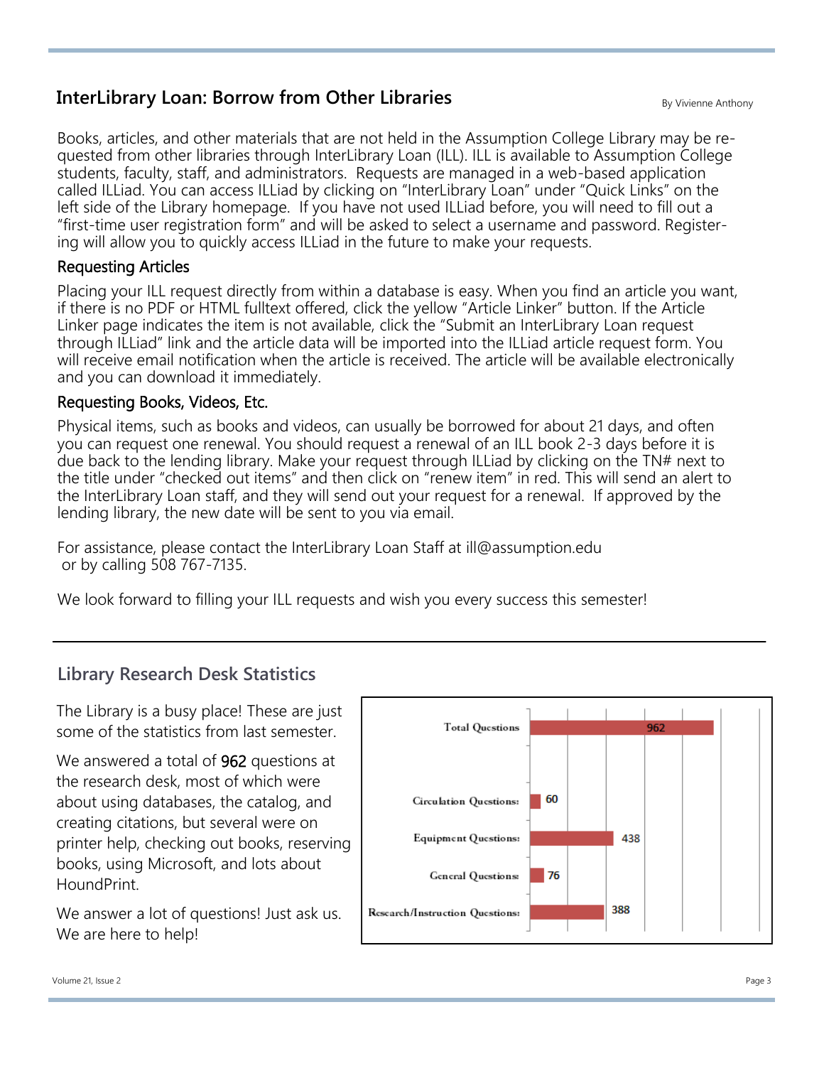## InterLibrary Loan: Borrow from Other Libraries

By Vivienne Anthony

Books, articles, and other materials that are not held in the Assumption College Library may be requested from other libraries through InterLibrary Loan (ILL). ILL is available to Assumption College students, faculty, staff, and administrators. Requests are managed in a web-based application called ILLiad. You can access ILLiad by clicking on "InterLibrary Loan" under "Quick Links" on the left side of the Library homepage. If you have not used ILLiad before, you will need to fill out a "first-time user registration form" and will be asked to select a username and password. Registering will allow you to quickly access ILLiad in the future to make your requests.

### Requesting Articles

Placing your ILL request directly from within a database is easy. When you find an article you want, if there is no PDF or HTML fulltext offered, click the yellow "Article Linker" button. If the Article Linker page indicates the item is not available, click the "Submit an InterLibrary Loan request through ILLiad" link and the article data will be imported into the ILLiad article request form. You will receive email notification when the article is received. The article will be available electronically and you can download it immediately.

### Requesting Books, Videos, Etc.

Physical items, such as books and videos, can usually be borrowed for about 21 days, and often you can request one renewal. You should request a renewal of an ILL book 2-3 days before it is due back to the lending library. Make your request through ILLiad by clicking on the TN# next to the title under "checked out items" and then click on "renew item" in red. This will send an alert to the InterLibrary Loan staff, and they will send out your request for a renewal. If approved by the lending library, the new date will be sent to you via email.

For assistance, please contact the InterLibrary Loan Staff at ill@assumption.edu or by calling 508 767-7135.

We look forward to filling your ILL requests and wish you every success this semester!

---

## Library Research Desk Statistics

The Library is a busy place! These are just some of the statistics from last semester.

We answered a total of 962 questions at the research desk, most of which were about using databases, the catalog, and creating citations, but several were on printer help, checking out books, reserving books, using Microsoft, and lots about HoundPrint.

We answer a lot of questions! Just ask us. We are here to help!

| Category | Count |
|---|---|
| Total Questions | 962 |
| Circulation Questions: | 60 |
| Equipment Questions: | 438 |
| General Questions: | 76 |
| Research/Instruction Questions: | 388 |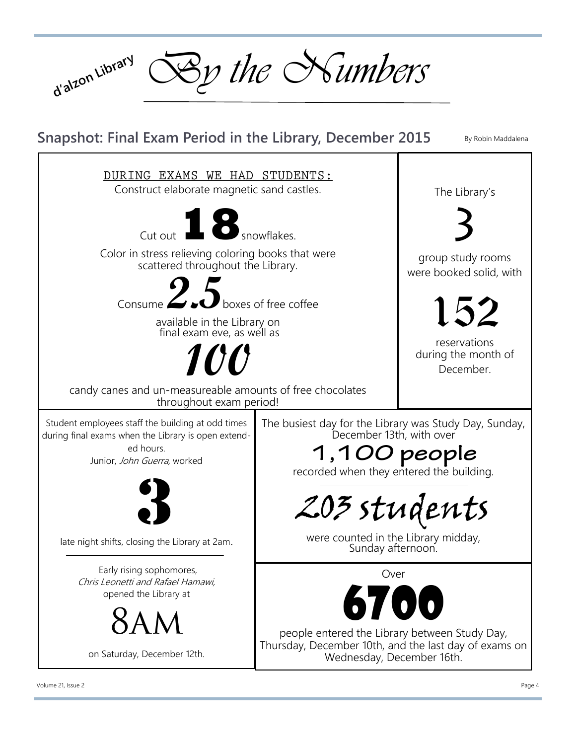d'alzon Library

# By the Numbers

## Snapshot: Final Exam Period in the Library, December 2015

By Robin Maddalena

DURING EXAMS WE HAD STUDENTS:

Construct elaborate magnetic sand castles.

Cut out **18** snowflakes.

Color in stress relieving coloring books that were scattered throughout the Library.

Consume **2.5** boxes of free coffee available in the Library on final exam eve, as well as

**100**

candy canes and un-measureable amounts of free chocolates throughout exam period!

The Library's

**3**

group study rooms were booked solid, with

**152**

reservations during the month of December.

Student employees staff the building at odd times during final exams when the Library is open extended hours.

Junior, *John Guerra,* worked

**3**

late night shifts, closing the Library at 2am.

Early rising sophomores, *Chris Leonetti and Rafael Hamawi,* opened the Library at

**8AM**

on Saturday, December 12th.

The busiest day for the Library was Study Day, Sunday, December 13th, with over

**1,100 people**

recorded when they entered the building.

**203 students**

were counted in the Library midday, Sunday afternoon.

Over

**6700**

people entered the Library between Study Day, Thursday, December 10th, and the last day of exams on Wednesday, December 16th.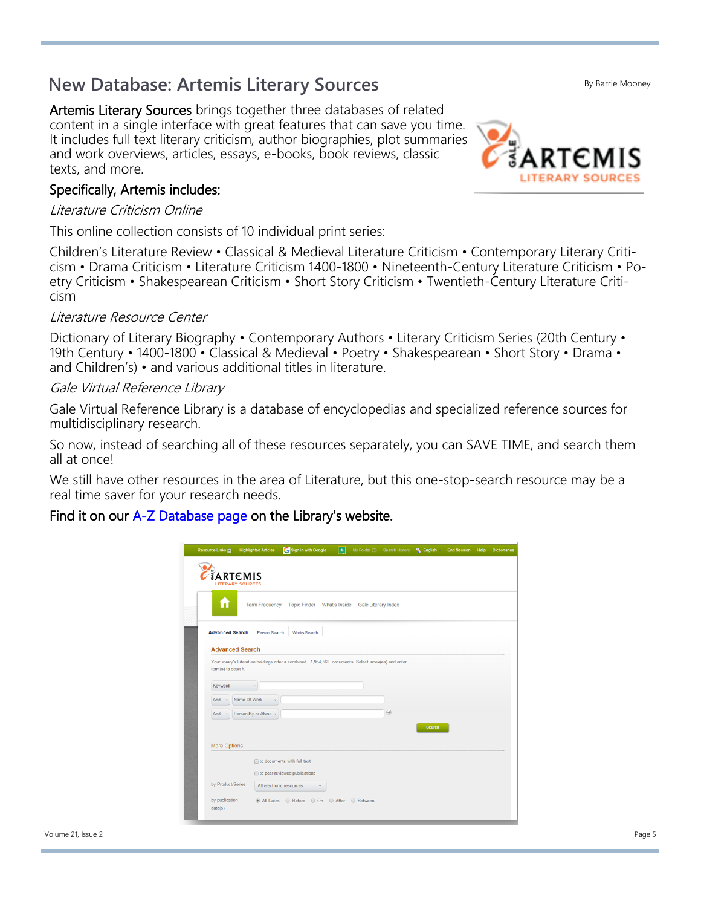## New Database: Artemis Literary Sources

By Barrie Mooney

**Artemis Literary Sources** brings together three databases of related content in a single interface with great features that can save you time. It includes full text literary criticism, author biographies, plot summaries and work overviews, articles, essays, e-books, book reviews, classic texts, and more.

**Specifically, Artemis includes:**

*Literature Criticism Online*

This online collection consists of 10 individual print series:

Children's Literature Review • Classical & Medieval Literature Criticism • Contemporary Literary Criticism • Drama Criticism • Literature Criticism 1400-1800 • Nineteenth-Century Literature Criticism • Poetry Criticism • Shakespearean Criticism • Short Story Criticism • Twentieth-Century Literature Criticism

*Literature Resource Center*

Dictionary of Literary Biography • Contemporary Authors • Literary Criticism Series (20th Century • 19th Century • 1400-1800 • Classical & Medieval • Poetry • Shakespearean • Short Story • Drama • and Children's) • and various additional titles in literature.

*Gale Virtual Reference Library*

Gale Virtual Reference Library is a database of encyclopedias and specialized reference sources for multidisciplinary research.

So now, instead of searching all of these resources separately, you can SAVE TIME, and search them all at once!

We still have other resources in the area of Literature, but this one-stop-search resource may be a real time saver for your research needs.

**Find it on our [A-Z Database page](#) on the Library's website.**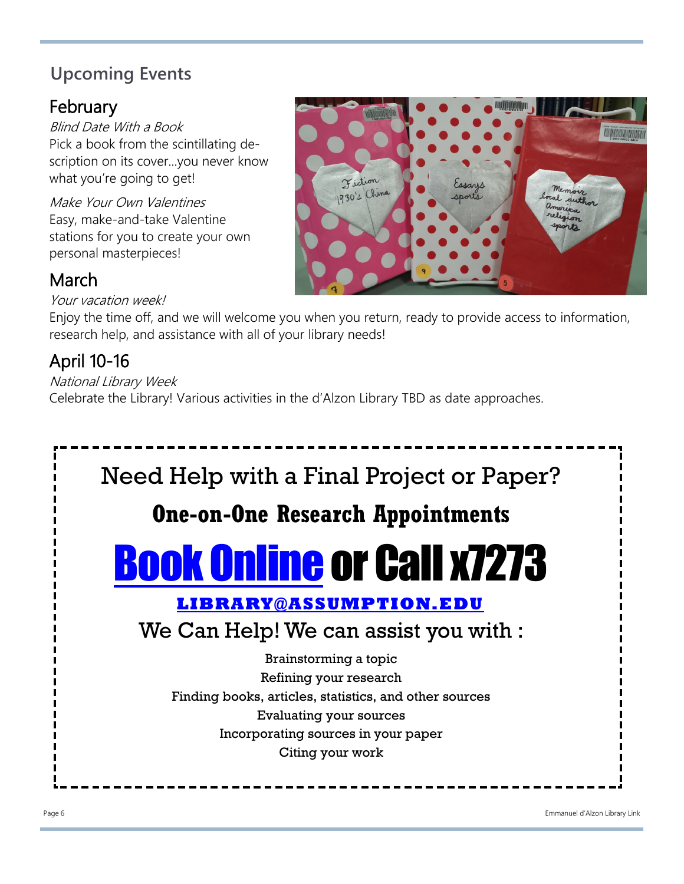## Upcoming Events

### February

*Blind Date With a Book*
Pick a book from the scintillating description on its cover...you never know what you're going to get!

*Make Your Own Valentines*
Easy, make-and-take Valentine stations for you to create your own personal masterpieces!

### March

*Your vacation week!*
Enjoy the time off, and we will welcome you when you return, ready to provide access to information, research help, and assistance with all of your library needs!

### April 10-16

*National Library Week*
Celebrate the Library! Various activities in the d'Alzon Library TBD as date approaches.

---

Need Help with a Final Project or Paper?

**One-on-One Research Appointments**

**Book Online or Call x7273**

**LIBRARY@ASSUMPTION.EDU**

We Can Help! We can assist you with :

Brainstorming a topic
Refining your research
Finding books, articles, statistics, and other sources
Evaluating your sources
Incorporating sources in your paper
Citing your work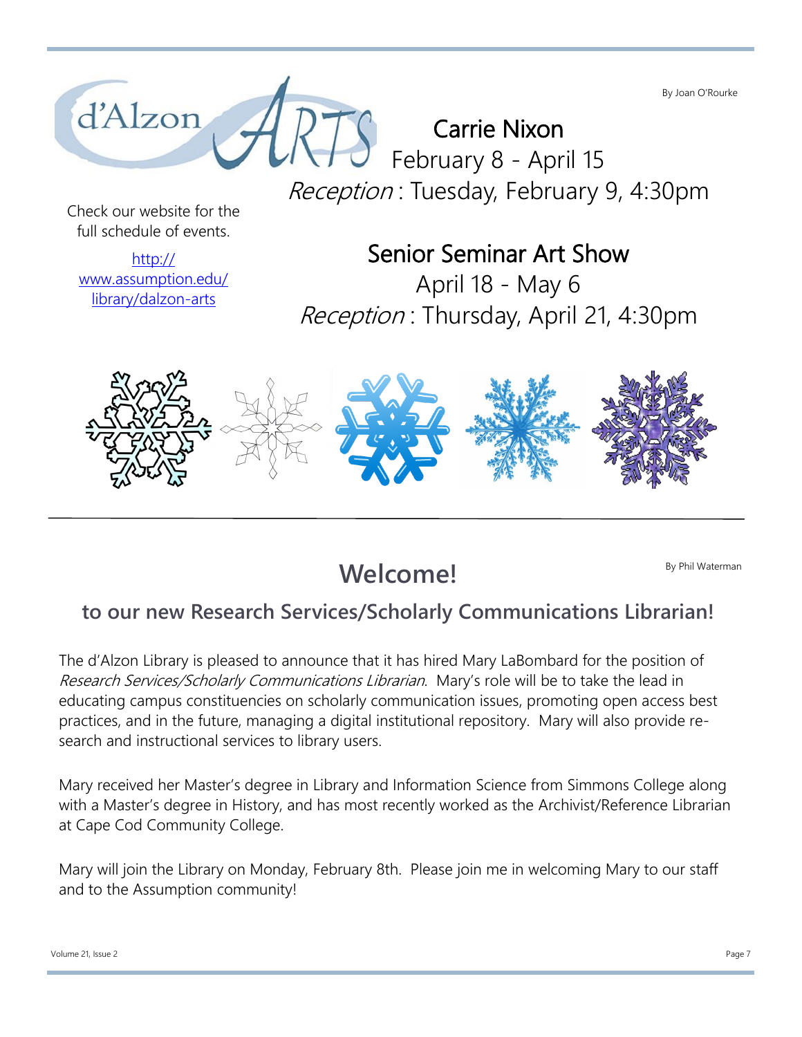# d'Alzon ARTS

By Joan O'Rourke

Check our website for the full schedule of events.

[http://www.assumption.edu/library/dalzon-arts](http://www.assumption.edu/library/dalzon-arts)

## Carrie Nixon

February 8 - April 15

*Reception* : Tuesday, February 9, 4:30pm

## Senior Seminar Art Show

April 18 - May 6

*Reception* : Thursday, April 21, 4:30pm

---

# Welcome!

By Phil Waterman

## to our new Research Services/Scholarly Communications Librarian!

The d'Alzon Library is pleased to announce that it has hired Mary LaBombard for the position of *Research Services/Scholarly Communications Librarian*. Mary's role will be to take the lead in educating campus constituencies on scholarly communication issues, promoting open access best practices, and in the future, managing a digital institutional repository. Mary will also provide research and instructional services to library users.

Mary received her Master's degree in Library and Information Science from Simmons College along with a Master's degree in History, and has most recently worked as the Archivist/Reference Librarian at Cape Cod Community College.

Mary will join the Library on Monday, February 8th. Please join me in welcoming Mary to our staff and to the Assumption community!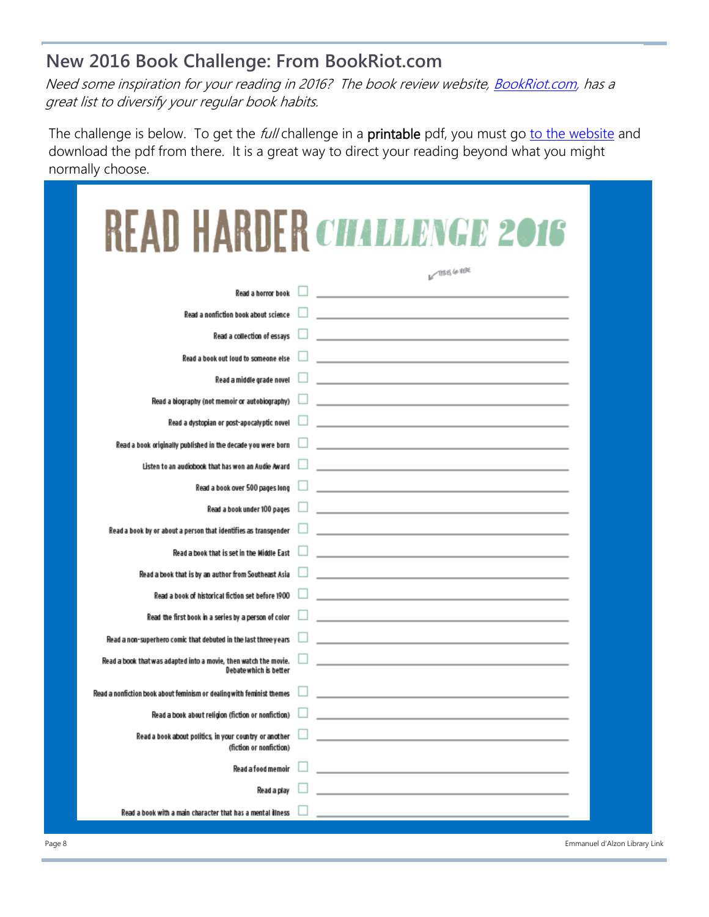## New 2016 Book Challenge: From BookRiot.com

*Need some inspiration for your reading in 2016? The book review website, [BookRiot.com](BookRiot.com), has a great list to diversify your regular book habits.*

The challenge is below. To get the *full* challenge in a **printable** pdf, you must go to the website and download the pdf from there. It is a great way to direct your reading beyond what you might normally choose.

# READ HARDER CHALLENGE 2016

TITLES GO HERE

- [ ] Read a horror book
- [ ] Read a nonfiction book about science
- [ ] Read a collection of essays
- [ ] Read a book out loud to someone else
- [ ] Read a middle grade novel
- [ ] Read a biography (not memoir or autobiography)
- [ ] Read a dystopian or post-apocalyptic novel
- [ ] Read a book originally published in the decade you were born
- [ ] Listen to an audiobook that has won an Audie Award
- [ ] Read a book over 500 pages long
- [ ] Read a book under 100 pages
- [ ] Read a book by or about a person that identifies as transgender
- [ ] Read a book that is set in the Middle East
- [ ] Read a book that is by an author from Southeast Asia
- [ ] Read a book of historical fiction set before 1900
- [ ] Read the first book in a series by a person of color
- [ ] Read a non-superhero comic that debuted in the last three years
- [ ] Read a book that was adapted into a movie, then watch the movie. Debate which is better
- [ ] Read a nonfiction book about feminism or dealing with feminist themes
- [ ] Read a book about religion (fiction or nonfiction)
- [ ] Read a book about politics, in your country or another (fiction or nonfiction)
- [ ] Read a food memoir
- [ ] Read a play
- [ ] Read a book with a main character that has a mental illness